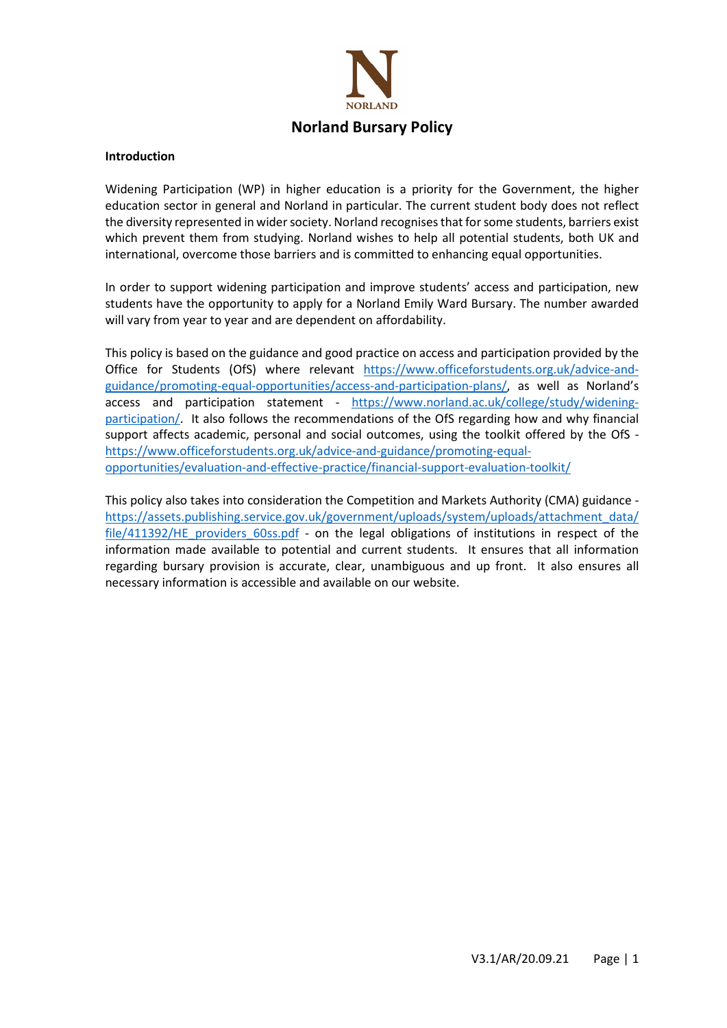NORLAND

# Norland Bursary Policy

**Introduction**

Widening Participation (WP) in higher education is a priority for the Government, the higher education sector in general and Norland in particular. The current student body does not reflect the diversity represented in wider society. Norland recognises that for some students, barriers exist which prevent them from studying. Norland wishes to help all potential students, both UK and international, overcome those barriers and is committed to enhancing equal opportunities.

In order to support widening participation and improve students' access and participation, new students have the opportunity to apply for a Norland Emily Ward Bursary. The number awarded will vary from year to year and are dependent on affordability.

This policy is based on the guidance and good practice on access and participation provided by the Office for Students (OfS) where relevant https://www.officeforstudents.org.uk/advice-and-guidance/promoting-equal-opportunities/access-and-participation-plans/, as well as Norland's access and participation statement - https://www.norland.ac.uk/college/study/widening-participation/. It also follows the recommendations of the OfS regarding how and why financial support affects academic, personal and social outcomes, using the toolkit offered by the OfS - https://www.officeforstudents.org.uk/advice-and-guidance/promoting-equal-opportunities/evaluation-and-effective-practice/financial-support-evaluation-toolkit/

This policy also takes into consideration the Competition and Markets Authority (CMA) guidance - https://assets.publishing.service.gov.uk/government/uploads/system/uploads/attachment_data/file/411392/HE_providers_60ss.pdf - on the legal obligations of institutions in respect of the information made available to potential and current students. It ensures that all information regarding bursary provision is accurate, clear, unambiguous and up front. It also ensures all necessary information is accessible and available on our website.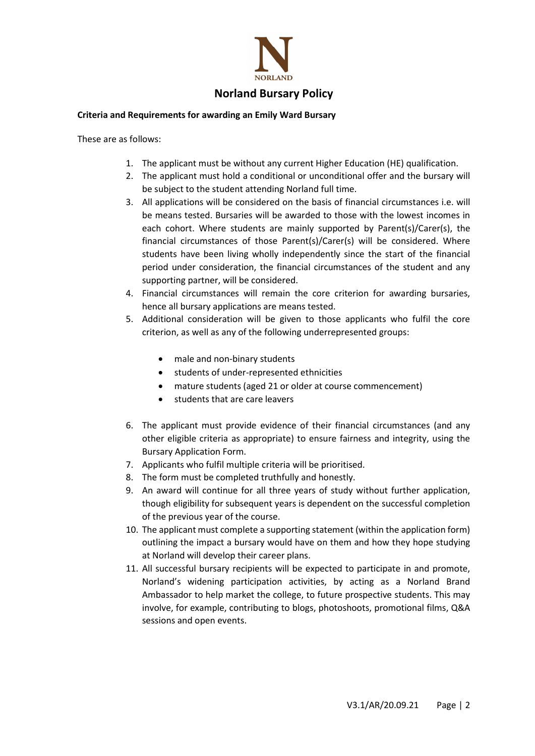# Norland Bursary Policy

**Criteria and Requirements for awarding an Emily Ward Bursary**

These are as follows:

1. The applicant must be without any current Higher Education (HE) qualification.
2. The applicant must hold a conditional or unconditional offer and the bursary will be subject to the student attending Norland full time.
3. All applications will be considered on the basis of financial circumstances i.e. will be means tested. Bursaries will be awarded to those with the lowest incomes in each cohort. Where students are mainly supported by Parent(s)/Carer(s), the financial circumstances of those Parent(s)/Carer(s) will be considered. Where students have been living wholly independently since the start of the financial period under consideration, the financial circumstances of the student and any supporting partner, will be considered.
4. Financial circumstances will remain the core criterion for awarding bursaries, hence all bursary applications are means tested.
5. Additional consideration will be given to those applicants who fulfil the core criterion, as well as any of the following underrepresented groups:
    - male and non-binary students
    - students of under-represented ethnicities
    - mature students (aged 21 or older at course commencement)
    - students that are care leavers
6. The applicant must provide evidence of their financial circumstances (and any other eligible criteria as appropriate) to ensure fairness and integrity, using the Bursary Application Form.
7. Applicants who fulfil multiple criteria will be prioritised.
8. The form must be completed truthfully and honestly.
9. An award will continue for all three years of study without further application, though eligibility for subsequent years is dependent on the successful completion of the previous year of the course.
10. The applicant must complete a supporting statement (within the application form) outlining the impact a bursary would have on them and how they hope studying at Norland will develop their career plans.
11. All successful bursary recipients will be expected to participate in and promote, Norland's widening participation activities, by acting as a Norland Brand Ambassador to help market the college, to future prospective students. This may involve, for example, contributing to blogs, photoshoots, promotional films, Q&A sessions and open events.

V3.1/AR/20.09.21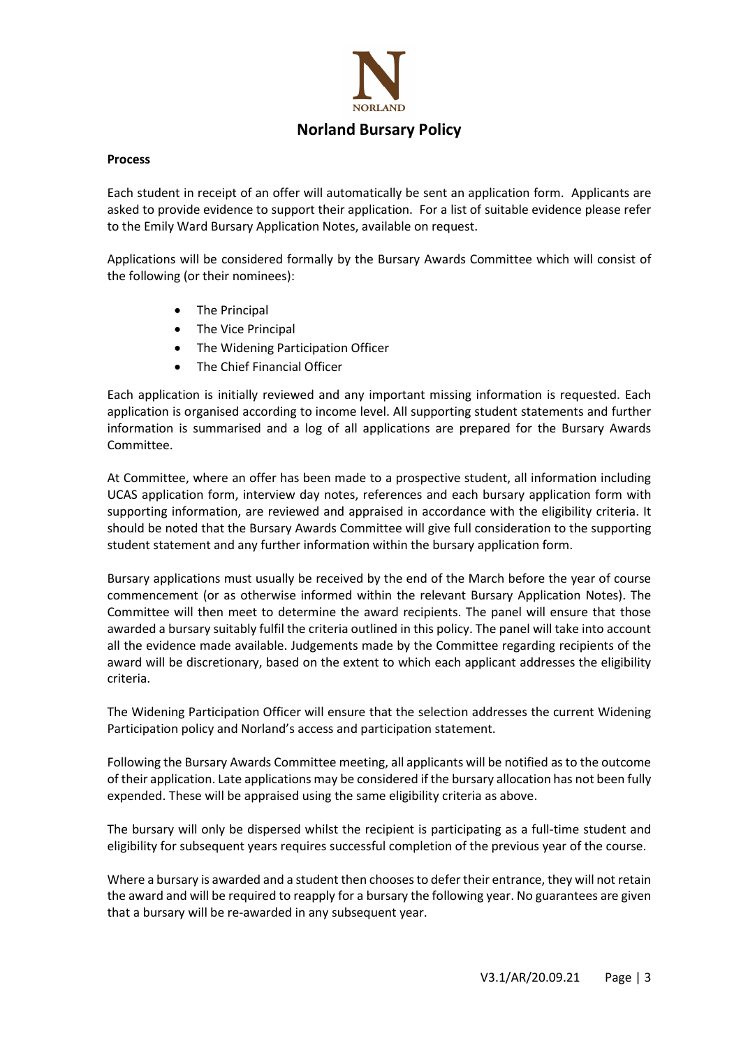# Norland Bursary Policy

**Process**

Each student in receipt of an offer will automatically be sent an application form. Applicants are asked to provide evidence to support their application. For a list of suitable evidence please refer to the Emily Ward Bursary Application Notes, available on request.

Applications will be considered formally by the Bursary Awards Committee which will consist of the following (or their nominees):

- The Principal
- The Vice Principal
- The Widening Participation Officer
- The Chief Financial Officer

Each application is initially reviewed and any important missing information is requested. Each application is organised according to income level. All supporting student statements and further information is summarised and a log of all applications are prepared for the Bursary Awards Committee.

At Committee, where an offer has been made to a prospective student, all information including UCAS application form, interview day notes, references and each bursary application form with supporting information, are reviewed and appraised in accordance with the eligibility criteria. It should be noted that the Bursary Awards Committee will give full consideration to the supporting student statement and any further information within the bursary application form.

Bursary applications must usually be received by the end of the March before the year of course commencement (or as otherwise informed within the relevant Bursary Application Notes). The Committee will then meet to determine the award recipients. The panel will ensure that those awarded a bursary suitably fulfil the criteria outlined in this policy. The panel will take into account all the evidence made available. Judgements made by the Committee regarding recipients of the award will be discretionary, based on the extent to which each applicant addresses the eligibility criteria.

The Widening Participation Officer will ensure that the selection addresses the current Widening Participation policy and Norland's access and participation statement.

Following the Bursary Awards Committee meeting, all applicants will be notified as to the outcome of their application. Late applications may be considered if the bursary allocation has not been fully expended. These will be appraised using the same eligibility criteria as above.

The bursary will only be dispersed whilst the recipient is participating as a full-time student and eligibility for subsequent years requires successful completion of the previous year of the course.

Where a bursary is awarded and a student then chooses to defer their entrance, they will not retain the award and will be required to reapply for a bursary the following year. No guarantees are given that a bursary will be re-awarded in any subsequent year.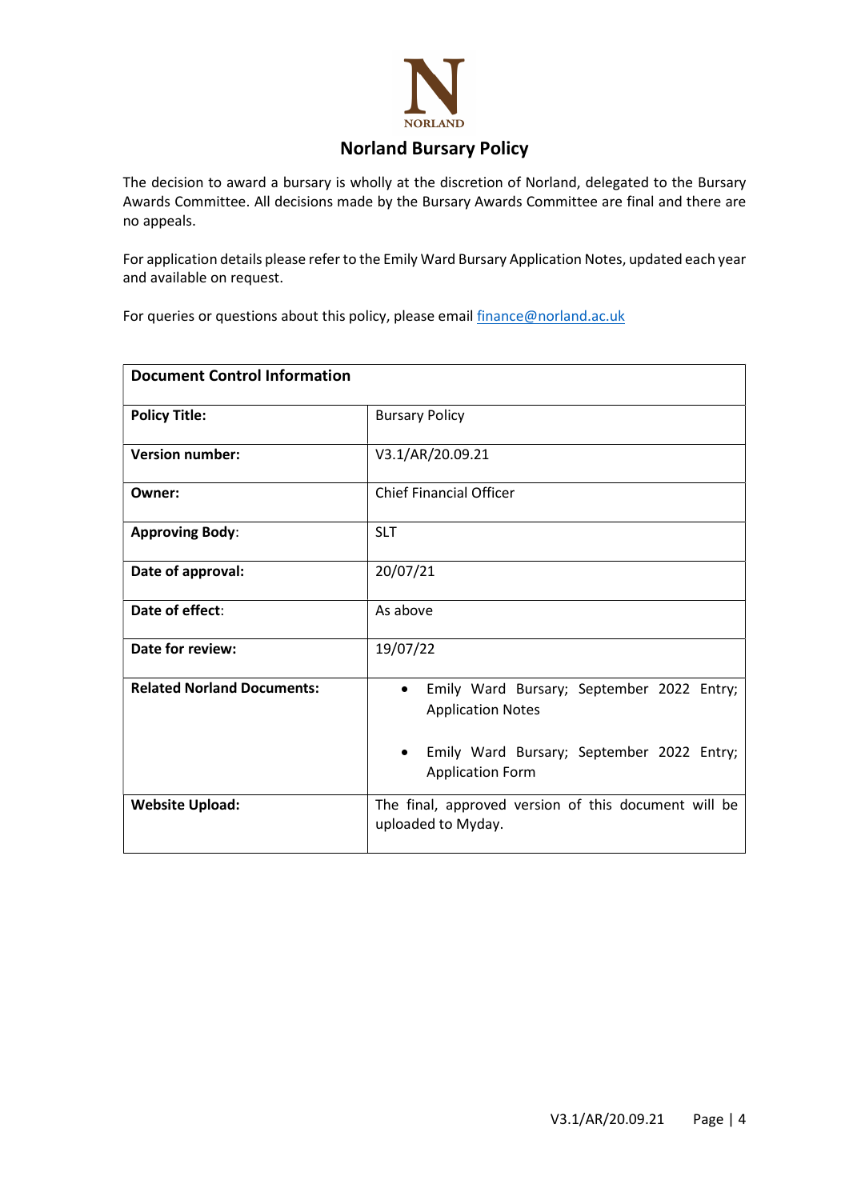NORLAND

# Norland Bursary Policy

The decision to award a bursary is wholly at the discretion of Norland, delegated to the Bursary Awards Committee. All decisions made by the Bursary Awards Committee are final and there are no appeals.

For application details please refer to the Emily Ward Bursary Application Notes, updated each year and available on request.

For queries or questions about this policy, please email finance@norland.ac.uk

| **Document Control Information** | |
|---|---|
| **Policy Title:** | Bursary Policy |
| **Version number:** | V3.1/AR/20.09.21 |
| **Owner:** | Chief Financial Officer |
| **Approving Body:** | SLT |
| **Date of approval:** | 20/07/21 |
| **Date of effect:** | As above |
| **Date for review:** | 19/07/22 |
| **Related Norland Documents:** | • Emily Ward Bursary; September 2022 Entry; Application Notes<br>• Emily Ward Bursary; September 2022 Entry; Application Form |
| **Website Upload:** | The final, approved version of this document will be uploaded to Myday. |